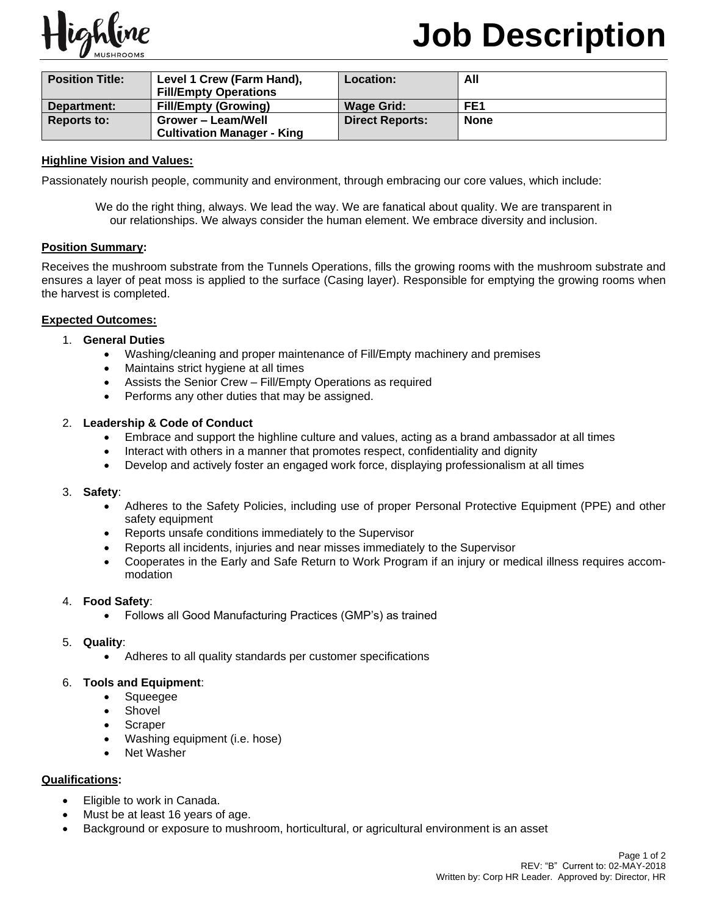# Job Description

| Position Title: | Level 1 Crew (Farm Hand), Fill/Empty Operations | Location: | All |
| --- | --- | --- | --- |
| Department: | Fill/Empty (Growing) | Wage Grid: | FE1 |
| Reports to: | Grower – Leam/Well Cultivation Manager - King | Direct Reports: | None |

**Highline Vision and Values:**

Passionately nourish people, community and environment, through embracing our core values, which include:

We do the right thing, always. We lead the way. We are fanatical about quality. We are transparent in our relationships. We always consider the human element. We embrace diversity and inclusion.

**Position Summary:**

Receives the mushroom substrate from the Tunnels Operations, fills the growing rooms with the mushroom substrate and ensures a layer of peat moss is applied to the surface (Casing layer). Responsible for emptying the growing rooms when the harvest is completed.

**Expected Outcomes:**

1. **General Duties**
   - Washing/cleaning and proper maintenance of Fill/Empty machinery and premises
   - Maintains strict hygiene at all times
   - Assists the Senior Crew – Fill/Empty Operations as required
   - Performs any other duties that may be assigned.

2. **Leadership & Code of Conduct**
   - Embrace and support the highline culture and values, acting as a brand ambassador at all times
   - Interact with others in a manner that promotes respect, confidentiality and dignity
   - Develop and actively foster an engaged work force, displaying professionalism at all times

3. **Safety**:
   - Adheres to the Safety Policies, including use of proper Personal Protective Equipment (PPE) and other safety equipment
   - Reports unsafe conditions immediately to the Supervisor
   - Reports all incidents, injuries and near misses immediately to the Supervisor
   - Cooperates in the Early and Safe Return to Work Program if an injury or medical illness requires accommodation

4. **Food Safety**:
   - Follows all Good Manufacturing Practices (GMP's) as trained

5. **Quality**:
   - Adheres to all quality standards per customer specifications

6. **Tools and Equipment**:
   - Squeegee
   - Shovel
   - Scraper
   - Washing equipment (i.e. hose)
   - Net Washer

**Qualifications:**

- Eligible to work in Canada.
- Must be at least 16 years of age.
- Background or exposure to mushroom, horticultural, or agricultural environment is an asset

REV: "B" Current to: 02-MAY-2018
Written by: Corp HR Leader. Approved by: Director, HR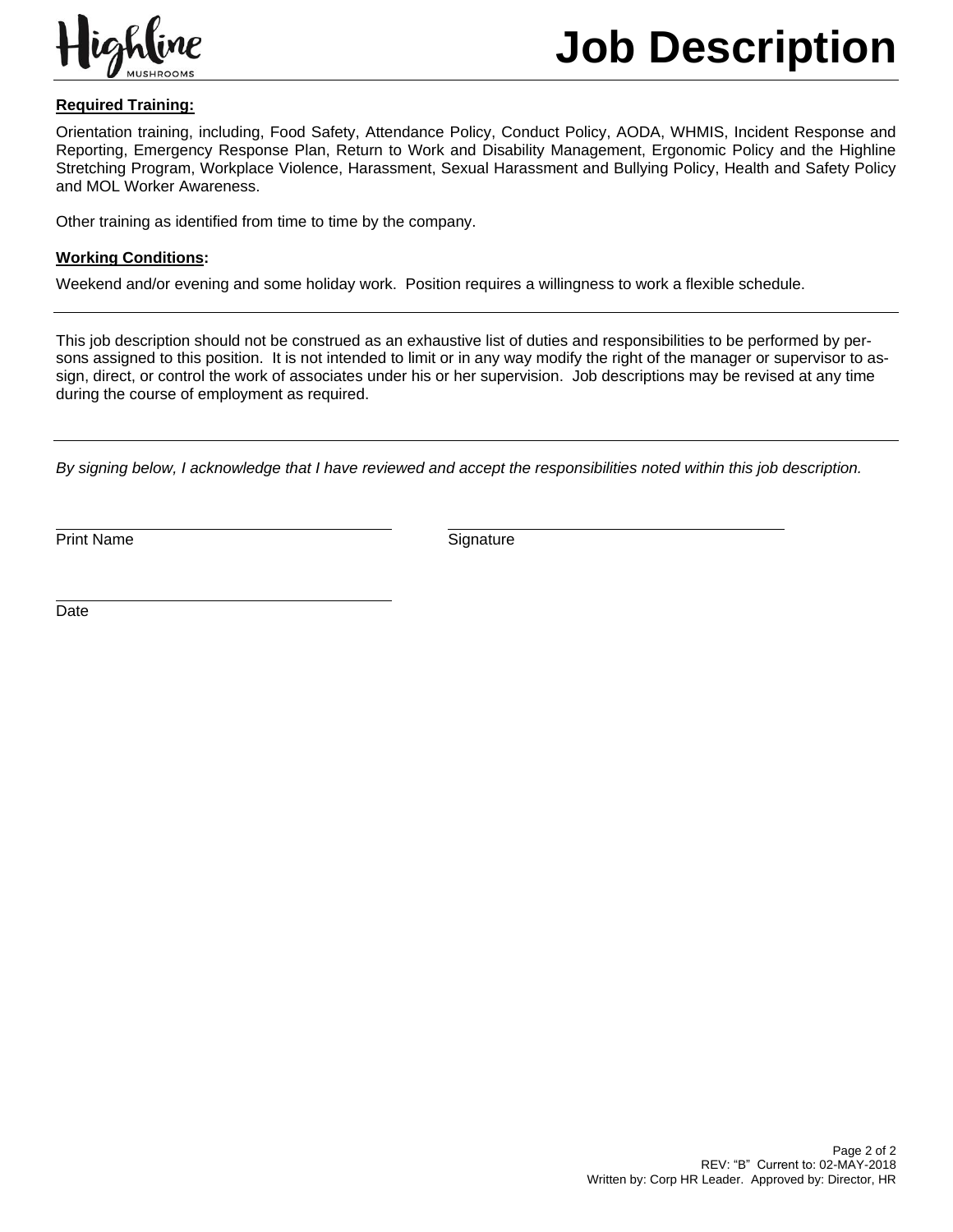**Required Training:**

Orientation training, including, Food Safety, Attendance Policy, Conduct Policy, AODA, WHMIS, Incident Response and Reporting, Emergency Response Plan, Return to Work and Disability Management, Ergonomic Policy and the Highline Stretching Program, Workplace Violence, Harassment, Sexual Harassment and Bullying Policy, Health and Safety Policy and MOL Worker Awareness.

Other training as identified from time to time by the company.

**Working Conditions:**

Weekend and/or evening and some holiday work. Position requires a willingness to work a flexible schedule.

---

This job description should not be construed as an exhaustive list of duties and responsibilities to be performed by persons assigned to this position. It is not intended to limit or in any way modify the right of the manager or supervisor to assign, direct, or control the work of associates under his or her supervision. Job descriptions may be revised at any time during the course of employment as required.

---

*By signing below, I acknowledge that I have reviewed and accept the responsibilities noted within this job description.*

Print Name ____________________ Signature ____________________

Date ____________________

REV: "B" Current to: 02-MAY-2018
Written by: Corp HR Leader. Approved by: Director, HR